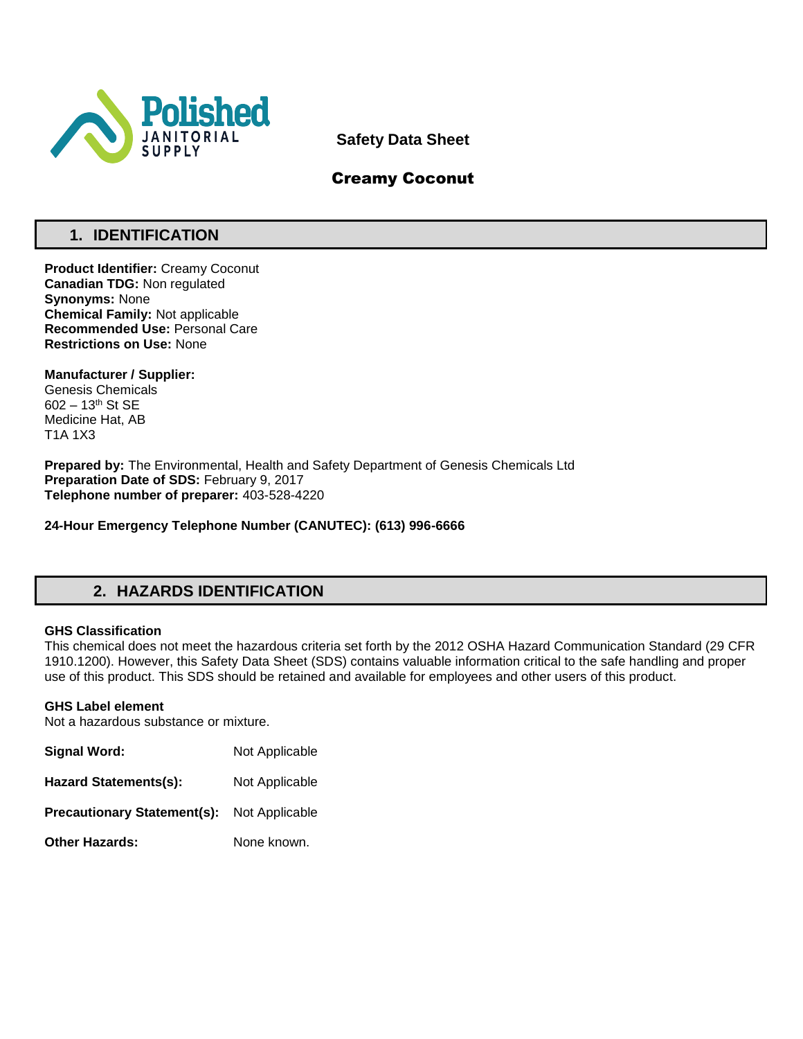Polished JANITORIAL SUPPLY

**Safety Data Sheet**

**Creamy Coconut**

## 1. IDENTIFICATION

**Product Identifier:** Creamy Coconut
**Canadian TDG:** Non regulated
**Synonyms:** None
**Chemical Family:** Not applicable
**Recommended Use:** Personal Care
**Restrictions on Use:** None

**Manufacturer / Supplier:**
Genesis Chemicals
602 – 13th St SE
Medicine Hat, AB
T1A 1X3

**Prepared by:** The Environmental, Health and Safety Department of Genesis Chemicals Ltd
**Preparation Date of SDS:** February 9, 2017
**Telephone number of preparer:** 403-528-4220

**24-Hour Emergency Telephone Number (CANUTEC): (613) 996-6666**

## 2. HAZARDS IDENTIFICATION

**GHS Classification**
This chemical does not meet the hazardous criteria set forth by the 2012 OSHA Hazard Communication Standard (29 CFR 1910.1200). However, this Safety Data Sheet (SDS) contains valuable information critical to the safe handling and proper use of this product. This SDS should be retained and available for employees and other users of this product.

**GHS Label element**
Not a hazardous substance or mixture.

**Signal Word:** Not Applicable

**Hazard Statements(s):** Not Applicable

**Precautionary Statement(s):** Not Applicable

**Other Hazards:** None known.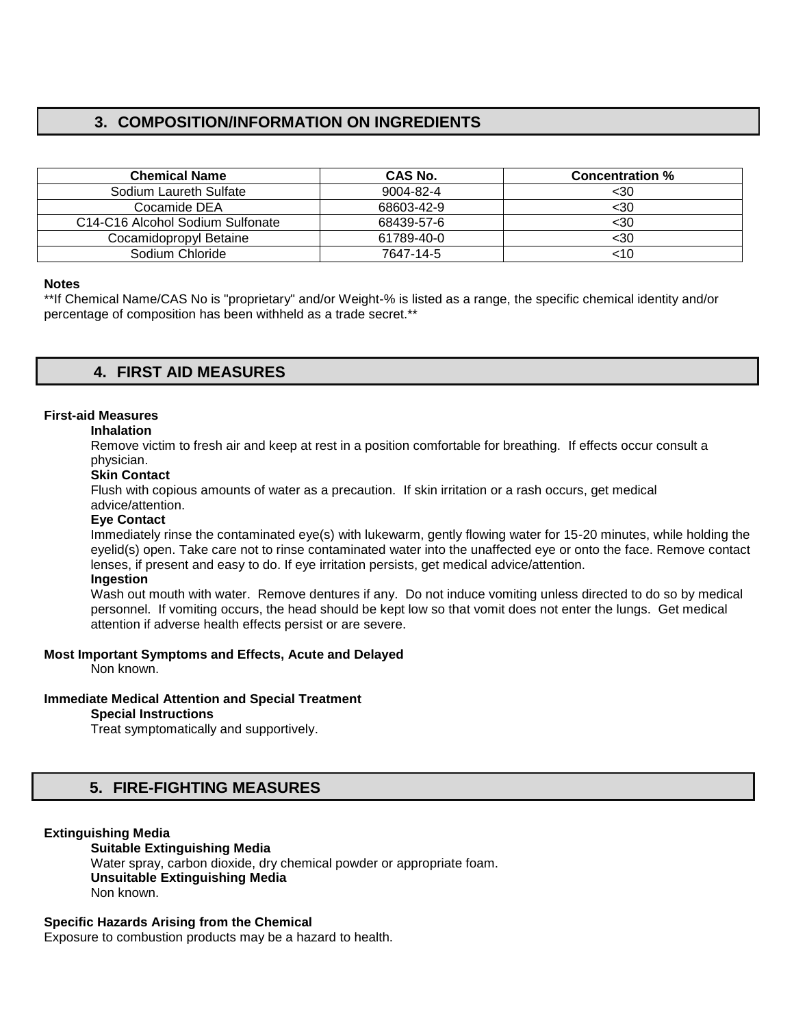## 3. COMPOSITION/INFORMATION ON INGREDIENTS

| Chemical Name | CAS No. | Concentration % |
|---|---|---|
| Sodium Laureth Sulfate | 9004-82-4 | <30 |
| Cocamide DEA | 68603-42-9 | <30 |
| C14-C16 Alcohol Sodium Sulfonate | 68439-57-6 | <30 |
| Cocamidopropyl Betaine | 61789-40-0 | <30 |
| Sodium Chloride | 7647-14-5 | <10 |

**Notes**

**If Chemical Name/CAS No is "proprietary" and/or Weight-% is listed as a range, the specific chemical identity and/or percentage of composition has been withheld as a trade secret.**

## 4. FIRST AID MEASURES

**First-aid Measures**

**Inhalation**

Remove victim to fresh air and keep at rest in a position comfortable for breathing. If effects occur consult a physician.

**Skin Contact**

Flush with copious amounts of water as a precaution. If skin irritation or a rash occurs, get medical advice/attention.

**Eye Contact**

Immediately rinse the contaminated eye(s) with lukewarm, gently flowing water for 15-20 minutes, while holding the eyelid(s) open. Take care not to rinse contaminated water into the unaffected eye or onto the face. Remove contact lenses, if present and easy to do. If eye irritation persists, get medical advice/attention.

**Ingestion**

Wash out mouth with water. Remove dentures if any. Do not induce vomiting unless directed to do so by medical personnel. If vomiting occurs, the head should be kept low so that vomit does not enter the lungs. Get medical attention if adverse health effects persist or are severe.

**Most Important Symptoms and Effects, Acute and Delayed**

Non known.

**Immediate Medical Attention and Special Treatment**

**Special Instructions**

Treat symptomatically and supportively.

## 5. FIRE-FIGHTING MEASURES

**Extinguishing Media**

**Suitable Extinguishing Media**

Water spray, carbon dioxide, dry chemical powder or appropriate foam.

**Unsuitable Extinguishing Media**

Non known.

**Specific Hazards Arising from the Chemical**

Exposure to combustion products may be a hazard to health.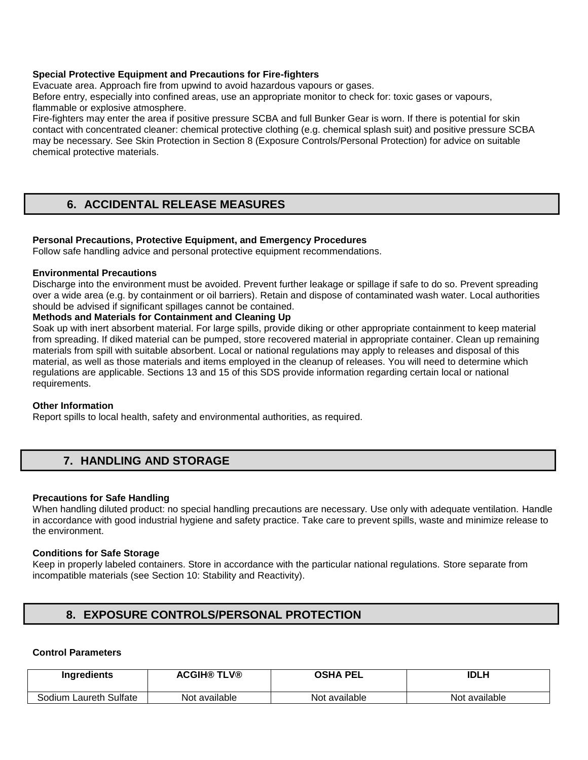**Special Protective Equipment and Precautions for Fire-fighters**

Evacuate area. Approach fire from upwind to avoid hazardous vapours or gases.

Before entry, especially into confined areas, use an appropriate monitor to check for: toxic gases or vapours, flammable or explosive atmosphere.

Fire-fighters may enter the area if positive pressure SCBA and full Bunker Gear is worn. If there is potential for skin contact with concentrated cleaner: chemical protective clothing (e.g. chemical splash suit) and positive pressure SCBA may be necessary. See Skin Protection in Section 8 (Exposure Controls/Personal Protection) for advice on suitable chemical protective materials.

## 6. ACCIDENTAL RELEASE MEASURES

**Personal Precautions, Protective Equipment, and Emergency Procedures**

Follow safe handling advice and personal protective equipment recommendations.

**Environmental Precautions**

Discharge into the environment must be avoided. Prevent further leakage or spillage if safe to do so. Prevent spreading over a wide area (e.g. by containment or oil barriers). Retain and dispose of contaminated wash water. Local authorities should be advised if significant spillages cannot be contained.

**Methods and Materials for Containment and Cleaning Up**

Soak up with inert absorbent material. For large spills, provide diking or other appropriate containment to keep material from spreading. If diked material can be pumped, store recovered material in appropriate container. Clean up remaining materials from spill with suitable absorbent. Local or national regulations may apply to releases and disposal of this material, as well as those materials and items employed in the cleanup of releases. You will need to determine which regulations are applicable. Sections 13 and 15 of this SDS provide information regarding certain local or national requirements.

**Other Information**

Report spills to local health, safety and environmental authorities, as required.

## 7. HANDLING AND STORAGE

**Precautions for Safe Handling**

When handling diluted product: no special handling precautions are necessary. Use only with adequate ventilation. Handle in accordance with good industrial hygiene and safety practice. Take care to prevent spills, waste and minimize release to the environment.

**Conditions for Safe Storage**

Keep in properly labeled containers. Store in accordance with the particular national regulations. Store separate from incompatible materials (see Section 10: Stability and Reactivity).

## 8. EXPOSURE CONTROLS/PERSONAL PROTECTION

**Control Parameters**

| Ingredients | ACGIH® TLV® | OSHA PEL | IDLH |
|---|---|---|---|
| Sodium Laureth Sulfate | Not available | Not available | Not available |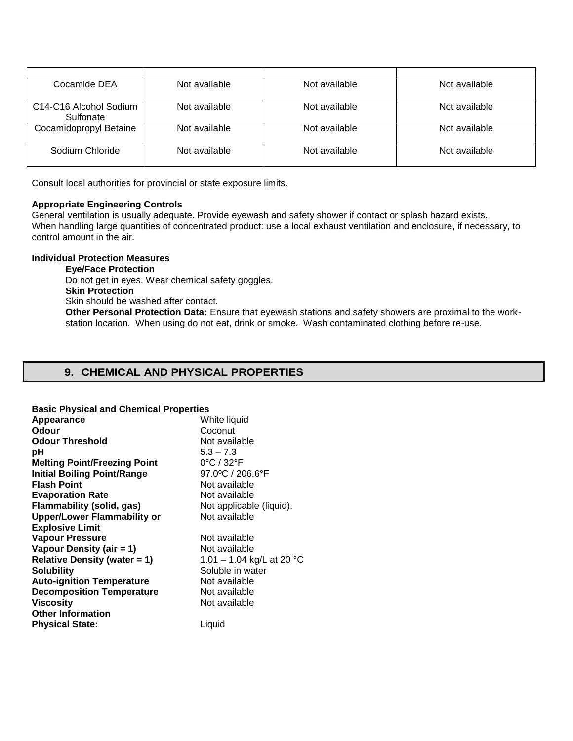| | | | |
|---|---|---|---|
| Cocamide DEA | Not available | Not available | Not available |
| C14-C16 Alcohol Sodium Sulfonate | Not available | Not available | Not available |
| Cocamidopropyl Betaine | Not available | Not available | Not available |
| Sodium Chloride | Not available | Not available | Not available |

Consult local authorities for provincial or state exposure limits.

**Appropriate Engineering Controls**

General ventilation is usually adequate. Provide eyewash and safety shower if contact or splash hazard exists. When handling large quantities of concentrated product: use a local exhaust ventilation and enclosure, if necessary, to control amount in the air.

**Individual Protection Measures**

**Eye/Face Protection**

Do not get in eyes. Wear chemical safety goggles.

**Skin Protection**

Skin should be washed after contact.

**Other Personal Protection Data:** Ensure that eyewash stations and safety showers are proximal to the work-station location. When using do not eat, drink or smoke. Wash contaminated clothing before re-use.

## 9. CHEMICAL AND PHYSICAL PROPERTIES

**Basic Physical and Chemical Properties**

| | |
|---|---|
| **Appearance** | White liquid |
| **Odour** | Coconut |
| **Odour Threshold** | Not available |
| **pH** | 5.3 – 7.3 |
| **Melting Point/Freezing Point** | 0°C / 32°F |
| **Initial Boiling Point/Range** | 97.0ºC / 206.6°F |
| **Flash Point** | Not available |
| **Evaporation Rate** | Not available |
| **Flammability (solid, gas)** | Not applicable (liquid). |
| **Upper/Lower Flammability or Explosive Limit** | Not available |
| **Vapour Pressure** | Not available |
| **Vapour Density (air = 1)** | Not available |
| **Relative Density (water = 1)** | 1.01 – 1.04 kg/L at 20 °C |
| **Solubility** | Soluble in water |
| **Auto-ignition Temperature** | Not available |
| **Decomposition Temperature** | Not available |
| **Viscosity** | Not available |

**Other Information**

**Physical State:** Liquid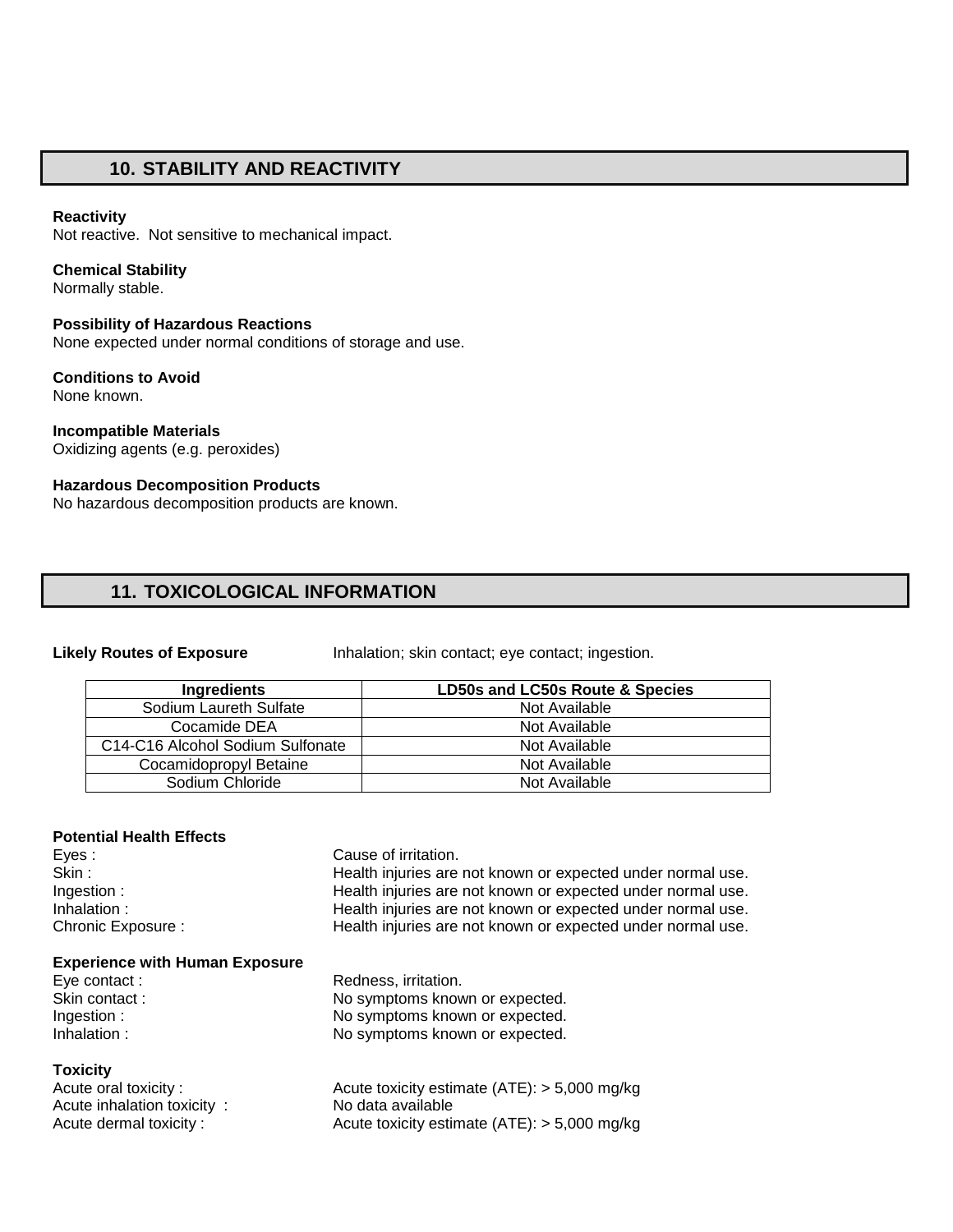## 10. STABILITY AND REACTIVITY

**Reactivity**
Not reactive. Not sensitive to mechanical impact.

**Chemical Stability**
Normally stable.

**Possibility of Hazardous Reactions**
None expected under normal conditions of storage and use.

**Conditions to Avoid**
None known.

**Incompatible Materials**
Oxidizing agents (e.g. peroxides)

**Hazardous Decomposition Products**
No hazardous decomposition products are known.

## 11. TOXICOLOGICAL INFORMATION

**Likely Routes of Exposure** Inhalation; skin contact; eye contact; ingestion.

| Ingredients | LD50s and LC50s Route & Species |
|---|---|
| Sodium Laureth Sulfate | Not Available |
| Cocamide DEA | Not Available |
| C14-C16 Alcohol Sodium Sulfonate | Not Available |
| Cocamidopropyl Betaine | Not Available |
| Sodium Chloride | Not Available |

**Potential Health Effects**

Eyes : Cause of irritation.
Skin : Health injuries are not known or expected under normal use.
Ingestion : Health injuries are not known or expected under normal use.
Inhalation : Health injuries are not known or expected under normal use.
Chronic Exposure : Health injuries are not known or expected under normal use.

**Experience with Human Exposure**

Eye contact : Redness, irritation.
Skin contact : No symptoms known or expected.
Ingestion : No symptoms known or expected.
Inhalation : No symptoms known or expected.

**Toxicity**

Acute oral toxicity : Acute toxicity estimate (ATE): > 5,000 mg/kg
Acute inhalation toxicity : No data available
Acute dermal toxicity : Acute toxicity estimate (ATE): > 5,000 mg/kg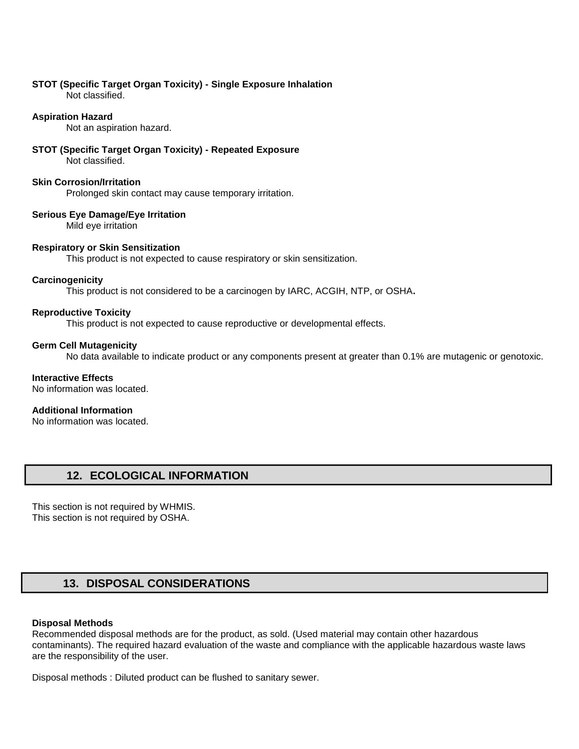**STOT (Specific Target Organ Toxicity) - Single Exposure Inhalation**
Not classified.

**Aspiration Hazard**
Not an aspiration hazard.

**STOT (Specific Target Organ Toxicity) - Repeated Exposure**
Not classified.

**Skin Corrosion/Irritation**
Prolonged skin contact may cause temporary irritation.

**Serious Eye Damage/Eye Irritation**
Mild eye irritation

**Respiratory or Skin Sensitization**
This product is not expected to cause respiratory or skin sensitization.

**Carcinogenicity**
This product is not considered to be a carcinogen by IARC, ACGIH, NTP, or OSHA**.**

**Reproductive Toxicity**
This product is not expected to cause reproductive or developmental effects.

**Germ Cell Mutagenicity**
No data available to indicate product or any components present at greater than 0.1% are mutagenic or genotoxic.

**Interactive Effects**
No information was located.

**Additional Information**
No information was located.

## 12. ECOLOGICAL INFORMATION

This section is not required by WHMIS.
This section is not required by OSHA.

## 13. DISPOSAL CONSIDERATIONS

**Disposal Methods**
Recommended disposal methods are for the product, as sold. (Used material may contain other hazardous contaminants). The required hazard evaluation of the waste and compliance with the applicable hazardous waste laws are the responsibility of the user.

Disposal methods : Diluted product can be flushed to sanitary sewer.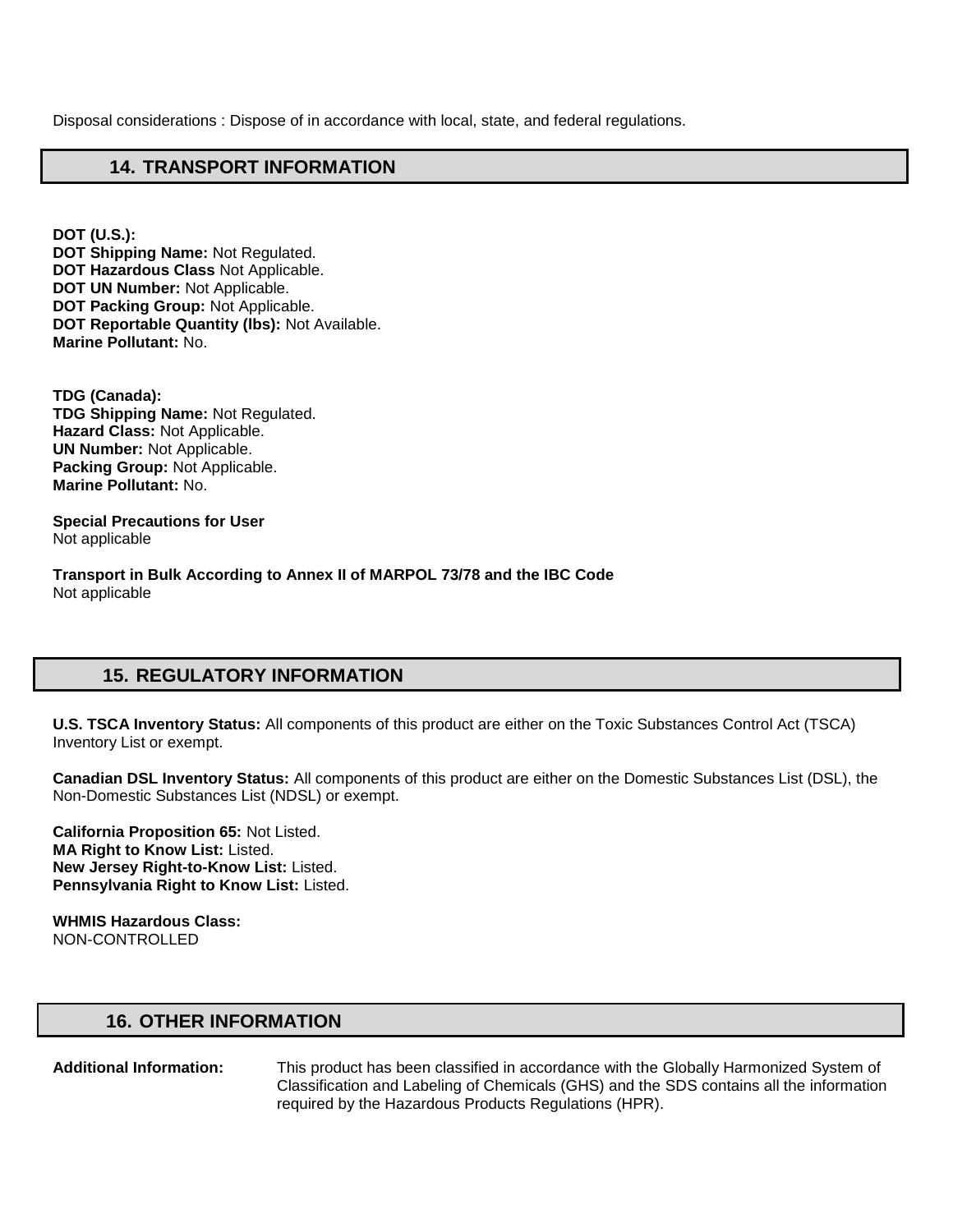Disposal considerations : Dispose of in accordance with local, state, and federal regulations.

## 14. TRANSPORT INFORMATION

**DOT (U.S.):**
**DOT Shipping Name:** Not Regulated.
**DOT Hazardous Class** Not Applicable.
**DOT UN Number:** Not Applicable.
**DOT Packing Group:** Not Applicable.
**DOT Reportable Quantity (lbs):** Not Available.
**Marine Pollutant:** No.

**TDG (Canada):**
**TDG Shipping Name:** Not Regulated.
**Hazard Class:** Not Applicable.
**UN Number:** Not Applicable.
**Packing Group:** Not Applicable.
**Marine Pollutant:** No.

**Special Precautions for User**
Not applicable

**Transport in Bulk According to Annex II of MARPOL 73/78 and the IBC Code**
Not applicable

## 15. REGULATORY INFORMATION

**U.S. TSCA Inventory Status:** All components of this product are either on the Toxic Substances Control Act (TSCA) Inventory List or exempt.

**Canadian DSL Inventory Status:** All components of this product are either on the Domestic Substances List (DSL), the Non-Domestic Substances List (NDSL) or exempt.

**California Proposition 65:** Not Listed.
**MA Right to Know List:** Listed.
**New Jersey Right-to-Know List:** Listed.
**Pennsylvania Right to Know List:** Listed.

**WHMIS Hazardous Class:**
NON-CONTROLLED

## 16. OTHER INFORMATION

**Additional Information:** This product has been classified in accordance with the Globally Harmonized System of Classification and Labeling of Chemicals (GHS) and the SDS contains all the information required by the Hazardous Products Regulations (HPR).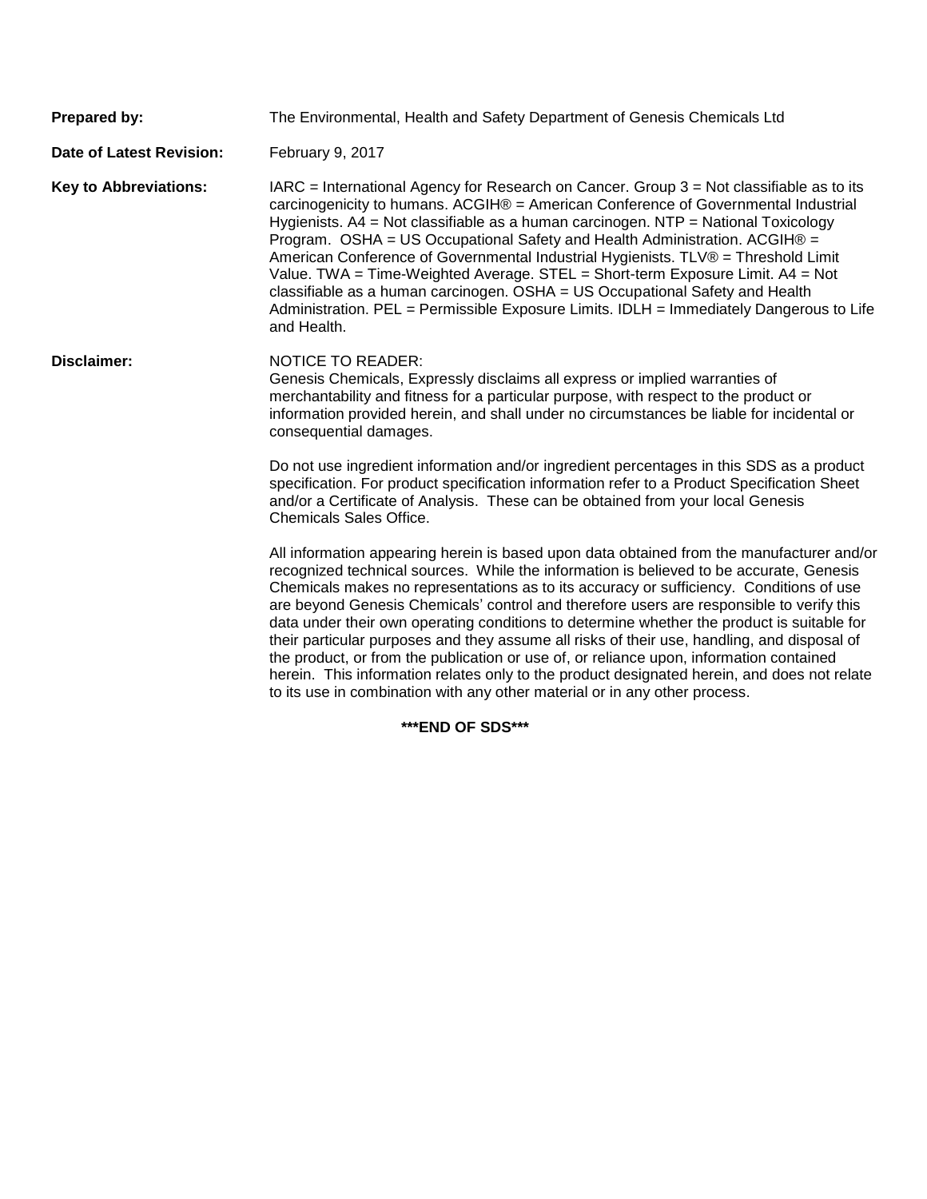**Prepared by:** The Environmental, Health and Safety Department of Genesis Chemicals Ltd

**Date of Latest Revision:** February 9, 2017

**Key to Abbreviations:** IARC = International Agency for Research on Cancer. Group 3 = Not classifiable as to its carcinogenicity to humans. ACGIH® = American Conference of Governmental Industrial Hygienists. A4 = Not classifiable as a human carcinogen. NTP = National Toxicology Program. OSHA = US Occupational Safety and Health Administration. ACGIH® = American Conference of Governmental Industrial Hygienists. TLV® = Threshold Limit Value. TWA = Time-Weighted Average. STEL = Short-term Exposure Limit. A4 = Not classifiable as a human carcinogen. OSHA = US Occupational Safety and Health Administration. PEL = Permissible Exposure Limits. IDLH = Immediately Dangerous to Life and Health.

**Disclaimer:** NOTICE TO READER:
Genesis Chemicals, Expressly disclaims all express or implied warranties of merchantability and fitness for a particular purpose, with respect to the product or information provided herein, and shall under no circumstances be liable for incidental or consequential damages.

Do not use ingredient information and/or ingredient percentages in this SDS as a product specification. For product specification information refer to a Product Specification Sheet and/or a Certificate of Analysis. These can be obtained from your local Genesis Chemicals Sales Office.

All information appearing herein is based upon data obtained from the manufacturer and/or recognized technical sources. While the information is believed to be accurate, Genesis Chemicals makes no representations as to its accuracy or sufficiency. Conditions of use are beyond Genesis Chemicals' control and therefore users are responsible to verify this data under their own operating conditions to determine whether the product is suitable for their particular purposes and they assume all risks of their use, handling, and disposal of the product, or from the publication or use of, or reliance upon, information contained herein. This information relates only to the product designated herein, and does not relate to its use in combination with any other material or in any other process.

**\*\*\*END OF SDS\*\*\***